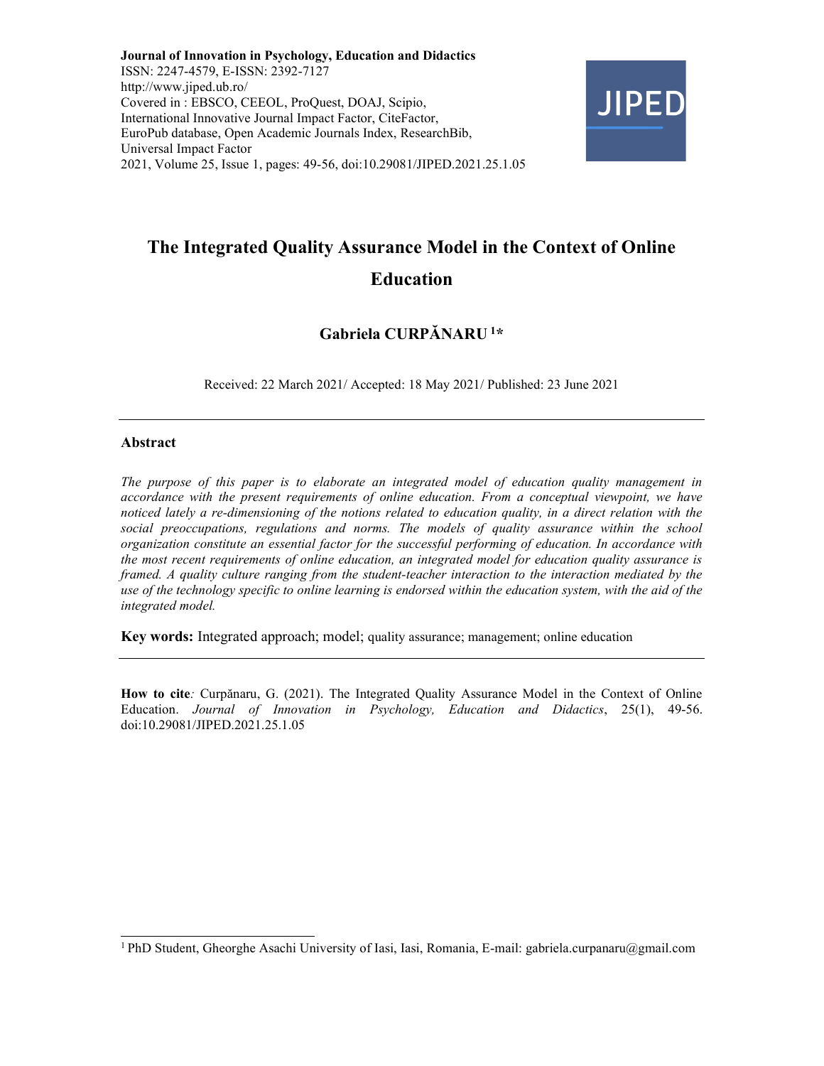**Journal of Innovation in Psychology, Education and Didactics**
ISSN: 2247-4579, E-ISSN: 2392-7127
http://www.jiped.ub.ro/
Covered in : EBSCO, CEEOL, ProQuest, DOAJ, Scipio,
International Innovative Journal Impact Factor, CiteFactor,
EuroPub database, Open Academic Journals Index, ResearchBib,
Universal Impact Factor
2021, Volume 25, Issue 1, pages: 49-56, doi:10.29081/JIPED.2021.25.1.05

# The Integrated Quality Assurance Model in the Context of Online Education

**Gabriela CURPĂNARU [1]***

Received: 22 March 2021/ Accepted: 18 May 2021/ Published: 23 June 2021

## Abstract

*The purpose of this paper is to elaborate an integrated model of education quality management in accordance with the present requirements of online education. From a conceptual viewpoint, we have noticed lately a re-dimensioning of the notions related to education quality, in a direct relation with the social preoccupations, regulations and norms. The models of quality assurance within the school organization constitute an essential factor for the successful performing of education. In accordance with the most recent requirements of online education, an integrated model for education quality assurance is framed. A quality culture ranging from the student-teacher interaction to the interaction mediated by the use of the technology specific to online learning is endorsed within the education system, with the aid of the integrated model.*

**Key words:** Integrated approach; model; quality assurance; management; online education

**How to cite***:* Curpănaru, G. (2021). The Integrated Quality Assurance Model in the Context of Online Education. *Journal of Innovation in Psychology, Education and Didactics*, 25(1), 49-56. doi:10.29081/JIPED.2021.25.1.05

---

[1] PhD Student, Gheorghe Asachi University of Iasi, Iasi, Romania, E-mail: gabriela.curpanaru@gmail.com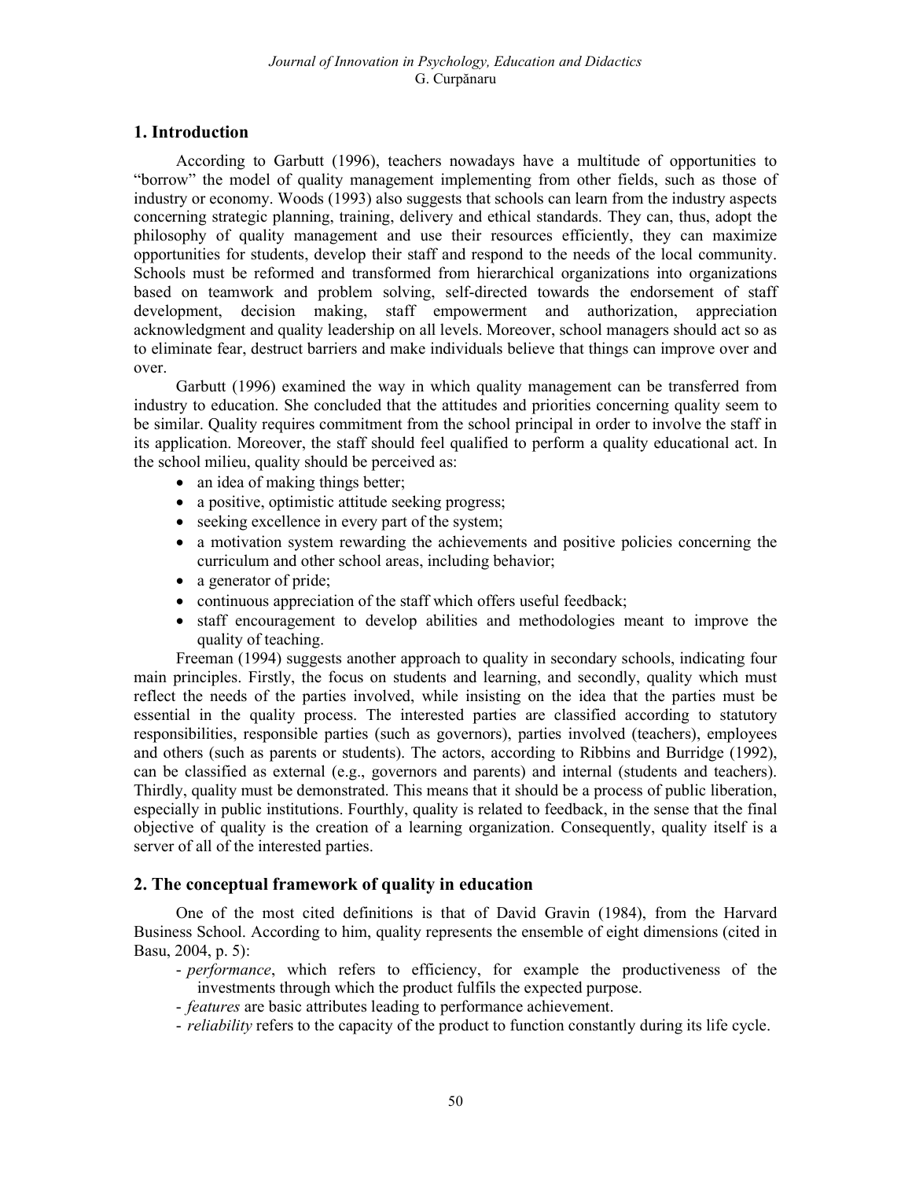## 1. Introduction

According to Garbutt (1996), teachers nowadays have a multitude of opportunities to "borrow" the model of quality management implementing from other fields, such as those of industry or economy. Woods (1993) also suggests that schools can learn from the industry aspects concerning strategic planning, training, delivery and ethical standards. They can, thus, adopt the philosophy of quality management and use their resources efficiently, they can maximize opportunities for students, develop their staff and respond to the needs of the local community. Schools must be reformed and transformed from hierarchical organizations into organizations based on teamwork and problem solving, self-directed towards the endorsement of staff development, decision making, staff empowerment and authorization, appreciation acknowledgment and quality leadership on all levels. Moreover, school managers should act so as to eliminate fear, destruct barriers and make individuals believe that things can improve over and over.

Garbutt (1996) examined the way in which quality management can be transferred from industry to education. She concluded that the attitudes and priorities concerning quality seem to be similar. Quality requires commitment from the school principal in order to involve the staff in its application. Moreover, the staff should feel qualified to perform a quality educational act. In the school milieu, quality should be perceived as:

- an idea of making things better;
- a positive, optimistic attitude seeking progress;
- seeking excellence in every part of the system;
- a motivation system rewarding the achievements and positive policies concerning the curriculum and other school areas, including behavior;
- a generator of pride;
- continuous appreciation of the staff which offers useful feedback;
- staff encouragement to develop abilities and methodologies meant to improve the quality of teaching.

Freeman (1994) suggests another approach to quality in secondary schools, indicating four main principles. Firstly, the focus on students and learning, and secondly, quality which must reflect the needs of the parties involved, while insisting on the idea that the parties must be essential in the quality process. The interested parties are classified according to statutory responsibilities, responsible parties (such as governors), parties involved (teachers), employees and others (such as parents or students). The actors, according to Ribbins and Burridge (1992), can be classified as external (e.g., governors and parents) and internal (students and teachers). Thirdly, quality must be demonstrated. This means that it should be a process of public liberation, especially in public institutions. Fourthly, quality is related to feedback, in the sense that the final objective of quality is the creation of a learning organization. Consequently, quality itself is a server of all of the interested parties.

## 2. The conceptual framework of quality in education

One of the most cited definitions is that of David Gravin (1984), from the Harvard Business School. According to him, quality represents the ensemble of eight dimensions (cited in Basu, 2004, p. 5):

- *performance*, which refers to efficiency, for example the productiveness of the investments through which the product fulfils the expected purpose.
- *features* are basic attributes leading to performance achievement.
- *reliability* refers to the capacity of the product to function constantly during its life cycle.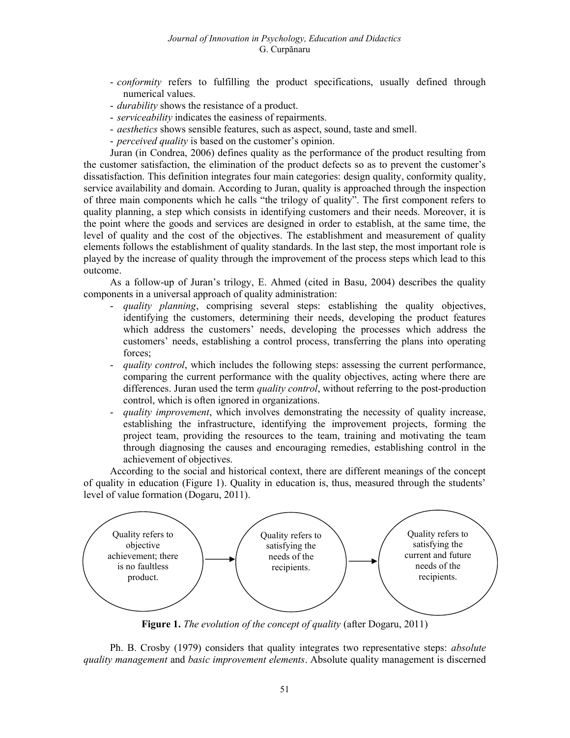- *conformity* refers to fulfilling the product specifications, usually defined through numerical values.
- *durability* shows the resistance of a product.
- *serviceability* indicates the easiness of repairments.
- *aesthetics* shows sensible features, such as aspect, sound, taste and smell.
- *perceived quality* is based on the customer's opinion.

Juran (in Condrea, 2006) defines quality as the performance of the product resulting from the customer satisfaction, the elimination of the product defects so as to prevent the customer's dissatisfaction. This definition integrates four main categories: design quality, conformity quality, service availability and domain. According to Juran, quality is approached through the inspection of three main components which he calls "the trilogy of quality". The first component refers to quality planning, a step which consists in identifying customers and their needs. Moreover, it is the point where the goods and services are designed in order to establish, at the same time, the level of quality and the cost of the objectives. The establishment and measurement of quality elements follows the establishment of quality standards. In the last step, the most important role is played by the increase of quality through the improvement of the process steps which lead to this outcome.

As a follow-up of Juran's trilogy, E. Ahmed (cited in Basu, 2004) describes the quality components in a universal approach of quality administration:

- *quality planning*, comprising several steps: establishing the quality objectives, identifying the customers, determining their needs, developing the product features which address the customers' needs, developing the processes which address the customers' needs, establishing a control process, transferring the plans into operating forces;
- *quality control*, which includes the following steps: assessing the current performance, comparing the current performance with the quality objectives, acting where there are differences. Juran used the term *quality control*, without referring to the post-production control, which is often ignored in organizations.
- *quality improvement*, which involves demonstrating the necessity of quality increase, establishing the infrastructure, identifying the improvement projects, forming the project team, providing the resources to the team, training and motivating the team through diagnosing the causes and encouraging remedies, establishing control in the achievement of objectives.

According to the social and historical context, there are different meanings of the concept of quality in education (Figure 1). Quality in education is, thus, measured through the students' level of value formation (Dogaru, 2011).

Quality refers to objective achievement; there is no faultless product. → Quality refers to satisfying the needs of the recipients. → Quality refers to satisfying the current and future needs of the recipients.

**Figure 1.** *The evolution of the concept of quality* (after Dogaru, 2011)

Ph. B. Crosby (1979) considers that quality integrates two representative steps: *absolute quality management* and *basic improvement elements*. Absolute quality management is discerned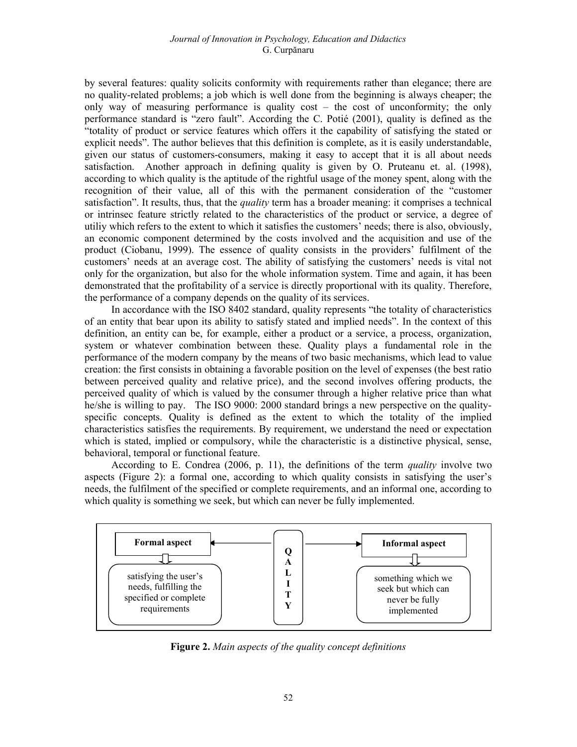by several features: quality solicits conformity with requirements rather than elegance; there are no quality-related problems; a job which is well done from the beginning is always cheaper; the only way of measuring performance is quality cost – the cost of unconformity; the only performance standard is "zero fault". According the C. Potié (2001), quality is defined as the "totality of product or service features which offers it the capability of satisfying the stated or explicit needs". The author believes that this definition is complete, as it is easily understandable, given our status of customers-consumers, making it easy to accept that it is all about needs satisfaction. Another approach in defining quality is given by O. Pruteanu et. al. (1998), according to which quality is the aptitude of the rightful usage of the money spent, along with the recognition of their value, all of this with the permanent consideration of the "customer satisfaction". It results, thus, that the *quality* term has a broader meaning: it comprises a technical or intrinsec feature strictly related to the characteristics of the product or service, a degree of utiliy which refers to the extent to which it satisfies the customers' needs; there is also, obviously, an economic component determined by the costs involved and the acquisition and use of the product (Ciobanu, 1999). The essence of quality consists in the providers' fulfilment of the customers' needs at an average cost. The ability of satisfying the customers' needs is vital not only for the organization, but also for the whole information system. Time and again, it has been demonstrated that the profitability of a service is directly proportional with its quality. Therefore, the performance of a company depends on the quality of its services.

In accordance with the ISO 8402 standard, quality represents "the totality of characteristics of an entity that bear upon its ability to satisfy stated and implied needs". In the context of this definition, an entity can be, for example, either a product or a service, a process, organization, system or whatever combination between these. Quality plays a fundamental role in the performance of the modern company by the means of two basic mechanisms, which lead to value creation: the first consists in obtaining a favorable position on the level of expenses (the best ratio between perceived quality and relative price), and the second involves offering products, the perceived quality of which is valued by the consumer through a higher relative price than what he/she is willing to pay. The ISO 9000: 2000 standard brings a new perspective on the quality-specific concepts. Quality is defined as the extent to which the totality of the implied characteristics satisfies the requirements. By requirement, we understand the need or expectation which is stated, implied or compulsory, while the characteristic is a distinctive physical, sense, behavioral, temporal or functional feature.

According to E. Condrea (2006, p. 11), the definitions of the term *quality* involve two aspects (Figure 2): a formal one, according to which quality consists in satisfying the user's needs, the fulfilment of the specified or complete requirements, and an informal one, according to which quality is something we seek, but which can never be fully implemented.

**Formal aspect** ← **QUALITY** → **Informal aspect**

- Formal aspect: satisfying the user's needs, fulfilling the specified or complete requirements
- Informal aspect: something which we seek but which can never be fully implemented

**Figure 2.** *Main aspects of the quality concept definitions*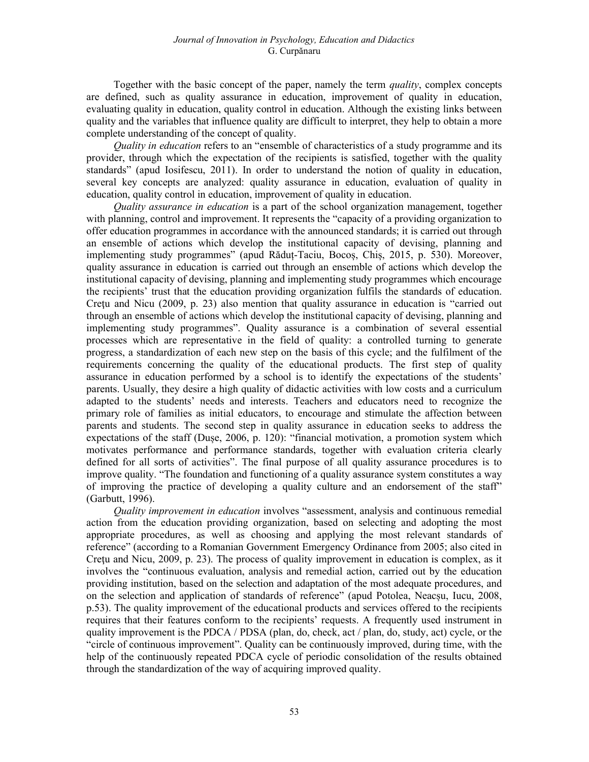Together with the basic concept of the paper, namely the term *quality*, complex concepts are defined, such as quality assurance in education, improvement of quality in education, evaluating quality in education, quality control in education. Although the existing links between quality and the variables that influence quality are difficult to interpret, they help to obtain a more complete understanding of the concept of quality.

*Quality in education* refers to an "ensemble of characteristics of a study programme and its provider, through which the expectation of the recipients is satisfied, together with the quality standards" (apud Iosifescu, 2011). In order to understand the notion of quality in education, several key concepts are analyzed: quality assurance in education, evaluation of quality in education, quality control in education, improvement of quality in education.

*Quality assurance in education* is a part of the school organization management, together with planning, control and improvement. It represents the "capacity of a providing organization to offer education programmes in accordance with the announced standards; it is carried out through an ensemble of actions which develop the institutional capacity of devising, planning and implementing study programmes" (apud Răduț-Taciu, Bocoș, Chiș, 2015, p. 530). Moreover, quality assurance in education is carried out through an ensemble of actions which develop the institutional capacity of devising, planning and implementing study programmes which encourage the recipients' trust that the education providing organization fulfils the standards of education. Crețu and Nicu (2009, p. 23) also mention that quality assurance in education is "carried out through an ensemble of actions which develop the institutional capacity of devising, planning and implementing study programmes". Quality assurance is a combination of several essential processes which are representative in the field of quality: a controlled turning to generate progress, a standardization of each new step on the basis of this cycle; and the fulfilment of the requirements concerning the quality of the educational products. The first step of quality assurance in education performed by a school is to identify the expectations of the students' parents. Usually, they desire a high quality of didactic activities with low costs and a curriculum adapted to the students' needs and interests. Teachers and educators need to recognize the primary role of families as initial educators, to encourage and stimulate the affection between parents and students. The second step in quality assurance in education seeks to address the expectations of the staff (Dușe, 2006, p. 120): "financial motivation, a promotion system which motivates performance and performance standards, together with evaluation criteria clearly defined for all sorts of activities". The final purpose of all quality assurance procedures is to improve quality. "The foundation and functioning of a quality assurance system constitutes a way of improving the practice of developing a quality culture and an endorsement of the staff" (Garbutt, 1996).

*Quality improvement in education* involves "assessment, analysis and continuous remedial action from the education providing organization, based on selecting and adopting the most appropriate procedures, as well as choosing and applying the most relevant standards of reference" (according to a Romanian Government Emergency Ordinance from 2005; also cited in Crețu and Nicu, 2009, p. 23). The process of quality improvement in education is complex, as it involves the "continuous evaluation, analysis and remedial action, carried out by the education providing institution, based on the selection and adaptation of the most adequate procedures, and on the selection and application of standards of reference" (apud Potolea, Neacșu, Iucu, 2008, p.53). The quality improvement of the educational products and services offered to the recipients requires that their features conform to the recipients' requests. A frequently used instrument in quality improvement is the PDCA / PDSA (plan, do, check, act / plan, do, study, act) cycle, or the "circle of continuous improvement". Quality can be continuously improved, during time, with the help of the continuously repeated PDCA cycle of periodic consolidation of the results obtained through the standardization of the way of acquiring improved quality.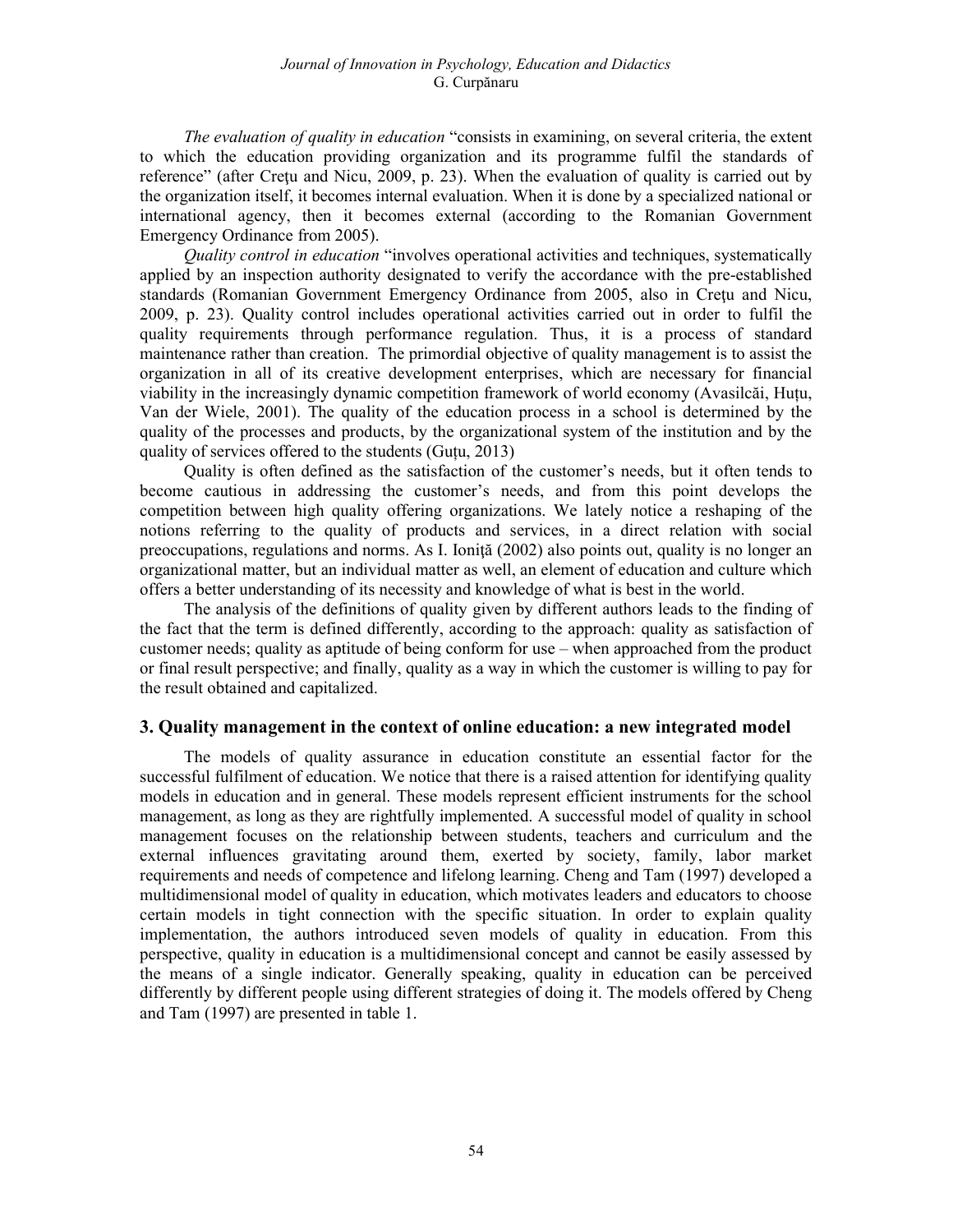*The evaluation of quality in education* "consists in examining, on several criteria, the extent to which the education providing organization and its programme fulfil the standards of reference" (after Creţu and Nicu, 2009, p. 23). When the evaluation of quality is carried out by the organization itself, it becomes internal evaluation. When it is done by a specialized national or international agency, then it becomes external (according to the Romanian Government Emergency Ordinance from 2005).

*Quality control in education* "involves operational activities and techniques, systematically applied by an inspection authority designated to verify the accordance with the pre-established standards (Romanian Government Emergency Ordinance from 2005, also in Creţu and Nicu, 2009, p. 23). Quality control includes operational activities carried out in order to fulfil the quality requirements through performance regulation. Thus, it is a process of standard maintenance rather than creation. The primordial objective of quality management is to assist the organization in all of its creative development enterprises, which are necessary for financial viability in the increasingly dynamic competition framework of world economy (Avasilcăi, Huțu, Van der Wiele, 2001). The quality of the education process in a school is determined by the quality of the processes and products, by the organizational system of the institution and by the quality of services offered to the students (Guțu, 2013)

Quality is often defined as the satisfaction of the customer's needs, but it often tends to become cautious in addressing the customer's needs, and from this point develops the competition between high quality offering organizations. We lately notice a reshaping of the notions referring to the quality of products and services, in a direct relation with social preoccupations, regulations and norms. As I. Ioniţă (2002) also points out, quality is no longer an organizational matter, but an individual matter as well, an element of education and culture which offers a better understanding of its necessity and knowledge of what is best in the world.

The analysis of the definitions of quality given by different authors leads to the finding of the fact that the term is defined differently, according to the approach: quality as satisfaction of customer needs; quality as aptitude of being conform for use – when approached from the product or final result perspective; and finally, quality as a way in which the customer is willing to pay for the result obtained and capitalized.

## 3. Quality management in the context of online education: a new integrated model

The models of quality assurance in education constitute an essential factor for the successful fulfilment of education. We notice that there is a raised attention for identifying quality models in education and in general. These models represent efficient instruments for the school management, as long as they are rightfully implemented. A successful model of quality in school management focuses on the relationship between students, teachers and curriculum and the external influences gravitating around them, exerted by society, family, labor market requirements and needs of competence and lifelong learning. Cheng and Tam (1997) developed a multidimensional model of quality in education, which motivates leaders and educators to choose certain models in tight connection with the specific situation. In order to explain quality implementation, the authors introduced seven models of quality in education. From this perspective, quality in education is a multidimensional concept and cannot be easily assessed by the means of a single indicator. Generally speaking, quality in education can be perceived differently by different people using different strategies of doing it. The models offered by Cheng and Tam (1997) are presented in table 1.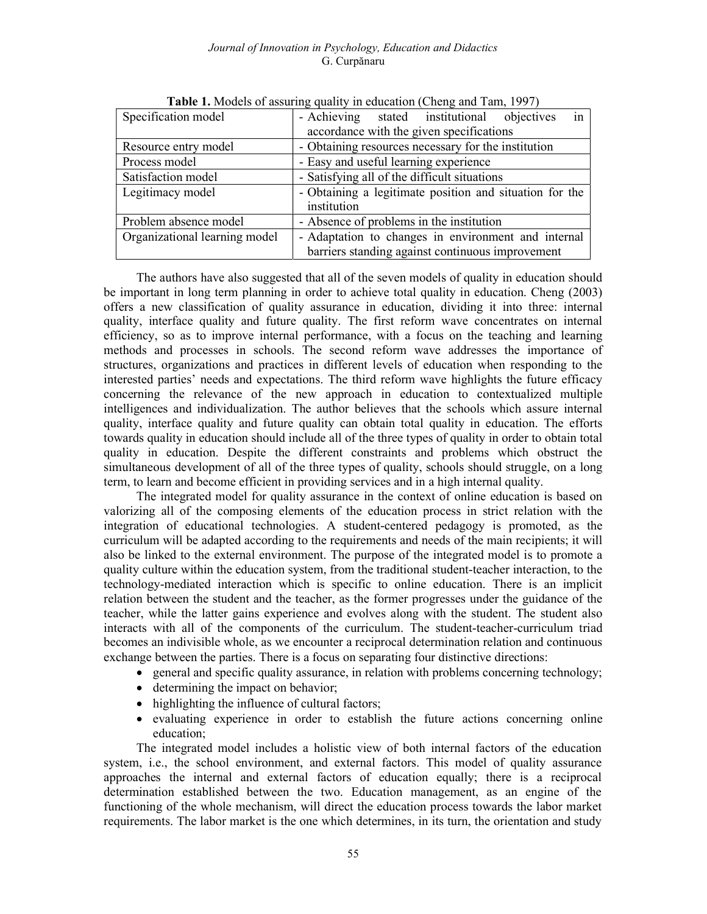**Table 1.** Models of assuring quality in education (Cheng and Tam, 1997)

| Specification model | - Achieving stated institutional objectives in accordance with the given specifications |
| --- | --- |
| Resource entry model | - Obtaining resources necessary for the institution |
| Process model | - Easy and useful learning experience |
| Satisfaction model | - Satisfying all of the difficult situations |
| Legitimacy model | - Obtaining a legitimate position and situation for the institution |
| Problem absence model | - Absence of problems in the institution |
| Organizational learning model | - Adaptation to changes in environment and internal barriers standing against continuous improvement |

The authors have also suggested that all of the seven models of quality in education should be important in long term planning in order to achieve total quality in education. Cheng (2003) offers a new classification of quality assurance in education, dividing it into three: internal quality, interface quality and future quality. The first reform wave concentrates on internal efficiency, so as to improve internal performance, with a focus on the teaching and learning methods and processes in schools. The second reform wave addresses the importance of structures, organizations and practices in different levels of education when responding to the interested parties' needs and expectations. The third reform wave highlights the future efficacy concerning the relevance of the new approach in education to contextualized multiple intelligences and individualization. The author believes that the schools which assure internal quality, interface quality and future quality can obtain total quality in education. The efforts towards quality in education should include all of the three types of quality in order to obtain total quality in education. Despite the different constraints and problems which obstruct the simultaneous development of all of the three types of quality, schools should struggle, on a long term, to learn and become efficient in providing services and in a high internal quality.

The integrated model for quality assurance in the context of online education is based on valorizing all of the composing elements of the education process in strict relation with the integration of educational technologies. A student-centered pedagogy is promoted, as the curriculum will be adapted according to the requirements and needs of the main recipients; it will also be linked to the external environment. The purpose of the integrated model is to promote a quality culture within the education system, from the traditional student-teacher interaction, to the technology-mediated interaction which is specific to online education. There is an implicit relation between the student and the teacher, as the former progresses under the guidance of the teacher, while the latter gains experience and evolves along with the student. The student also interacts with all of the components of the curriculum. The student-teacher-curriculum triad becomes an indivisible whole, as we encounter a reciprocal determination relation and continuous exchange between the parties. There is a focus on separating four distinctive directions:

- general and specific quality assurance, in relation with problems concerning technology;
- determining the impact on behavior;
- highlighting the influence of cultural factors;
- evaluating experience in order to establish the future actions concerning online education;

The integrated model includes a holistic view of both internal factors of the education system, i.e., the school environment, and external factors. This model of quality assurance approaches the internal and external factors of education equally; there is a reciprocal determination established between the two. Education management, as an engine of the functioning of the whole mechanism, will direct the education process towards the labor market requirements. The labor market is the one which determines, in its turn, the orientation and study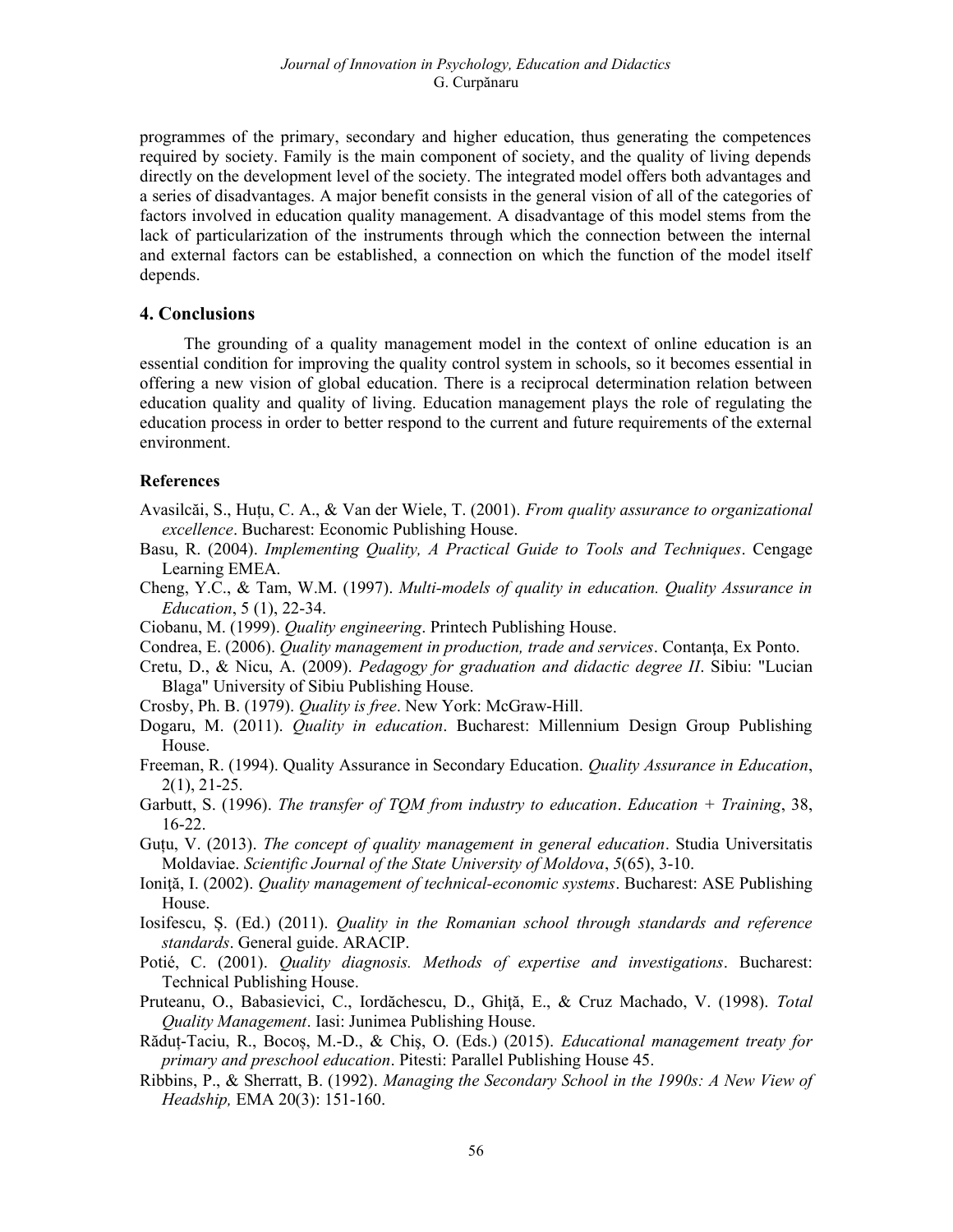programmes of the primary, secondary and higher education, thus generating the competences required by society. Family is the main component of society, and the quality of living depends directly on the development level of the society. The integrated model offers both advantages and a series of disadvantages. A major benefit consists in the general vision of all of the categories of factors involved in education quality management. A disadvantage of this model stems from the lack of particularization of the instruments through which the connection between the internal and external factors can be established, a connection on which the function of the model itself depends.

## 4. Conclusions

The grounding of a quality management model in the context of online education is an essential condition for improving the quality control system in schools, so it becomes essential in offering a new vision of global education. There is a reciprocal determination relation between education quality and quality of living. Education management plays the role of regulating the education process in order to better respond to the current and future requirements of the external environment.

### References

Avasilcăi, S., Huțu, C. A., & Van der Wiele, T. (2001). *From quality assurance to organizational excellence*. Bucharest: Economic Publishing House.

Basu, R. (2004). *Implementing Quality, A Practical Guide to Tools and Techniques*. Cengage Learning EMEA.

Cheng, Y.C., & Tam, W.M. (1997). *Multi-models of quality in education. Quality Assurance in Education*, 5 (1), 22-34.

Ciobanu, M. (1999). *Quality engineering*. Printech Publishing House.

Condrea, E. (2006). *Quality management in production, trade and services*. Contanța, Ex Ponto.

Cretu, D., & Nicu, A. (2009). *Pedagogy for graduation and didactic degree II*. Sibiu: "Lucian Blaga" University of Sibiu Publishing House.

Crosby, Ph. B. (1979). *Quality is free*. New York: McGraw-Hill.

Dogaru, M. (2011). *Quality in education*. Bucharest: Millennium Design Group Publishing House.

Freeman, R. (1994). Quality Assurance in Secondary Education. *Quality Assurance in Education*, 2(1), 21-25.

Garbutt, S. (1996). *The transfer of TQM from industry to education*. *Education + Training*, 38, 16-22.

Guțu, V. (2013). *The concept of quality management in general education*. Studia Universitatis Moldaviae. *Scientific Journal of the State University of Moldova*, *5*(65), 3-10.

Ioniță, I. (2002). *Quality management of technical-economic systems*. Bucharest: ASE Publishing House.

Iosifescu, Ș. (Ed.) (2011). *Quality in the Romanian school through standards and reference standards*. General guide. ARACIP.

Potié, C. (2001). *Quality diagnosis. Methods of expertise and investigations*. Bucharest: Technical Publishing House.

Pruteanu, O., Babasievici, C., Iordăchescu, D., Ghiță, E., & Cruz Machado, V. (1998). *Total Quality Management*. Iasi: Junimea Publishing House.

Răduț-Taciu, R., Bocoș, M.-D., & Chiș, O. (Eds.) (2015). *Educational management treaty for primary and preschool education*. Pitesti: Parallel Publishing House 45.

Ribbins, P., & Sherratt, B. (1992). *Managing the Secondary School in the 1990s: A New View of Headship,* EMA 20(3): 151-160.